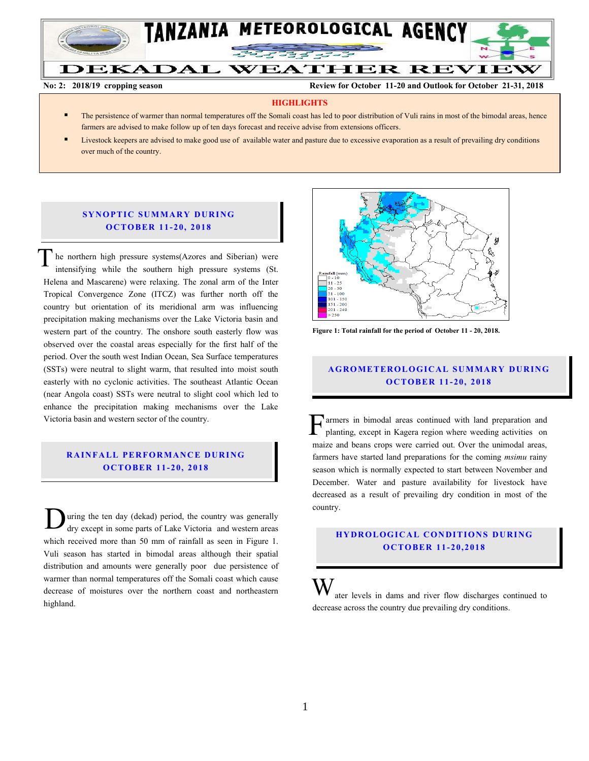# TANZANIA METEOROLOGICAL AGENCY

# DEKADAL WEATHER REVIEW

**No: 2: 2018/19 cropping season** **Review for October 11-20 and Outlook for October 21-31, 2018**

## HIGHLIGHTS

- The persistence of warmer than normal temperatures off the Somali coast has led to poor distribution of Vuli rains in most of the bimodal areas, hence farmers are advised to make follow up of ten days forecast and receive advise from extensions officers.
- Livestock keepers are advised to make good use of available water and pasture due to excessive evaporation as a result of prevailing dry conditions over much of the country.

## SYNOPTIC SUMMARY DURING OCTOBER 11-20, 2018

The northern high pressure systems(Azores and Siberian) were intensifying while the southern high pressure systems (St. Helena and Mascarene) were relaxing. The zonal arm of the Inter Tropical Convergence Zone (ITCZ) was further north off the country but orientation of its meridional arm was influencing precipitation making mechanisms over the Lake Victoria basin and western part of the country. The onshore south easterly flow was observed over the coastal areas especially for the first half of the period. Over the south west Indian Ocean, Sea Surface temperatures (SSTs) were neutral to slight warm, that resulted into moist south easterly with no cyclonic activities. The southeast Atlantic Ocean (near Angola coast) SSTs were neutral to slight cool which led to enhance the precipitation making mechanisms over the Lake Victoria basin and western sector of the country.

## RAINFALL PERFORMANCE DURING OCTOBER 11-20, 2018

During the ten day (dekad) period, the country was generally dry except in some parts of Lake Victoria and western areas which received more than 50 mm of rainfall as seen in Figure 1. Vuli season has started in bimodal areas although their spatial distribution and amounts were generally poor due persistence of warmer than normal temperatures off the Somali coast which cause decrease of moistures over the northern coast and northeastern highland.

Rainfall (mm)
0 - 10
11 - 25
26 - 50
51 - 100
101 - 150
151 - 200
201 - 249
> 250

**Figure 1: Total rainfall for the period of October 11 - 20, 2018.**

## AGROMETEROLOGICAL SUMMARY DURING OCTOBER 11-20, 2018

Farmers in bimodal areas continued with land preparation and planting, except in Kagera region where weeding activities on maize and beans crops were carried out. Over the unimodal areas, farmers have started land preparations for the coming *msimu* rainy season which is normally expected to start between November and December. Water and pasture availability for livestock have decreased as a result of prevailing dry condition in most of the country.

## HYDROLOGICAL CONDITIONS DURING OCTOBER 11-20,2018

Water levels in dams and river flow discharges continued to decrease across the country due prevailing dry conditions.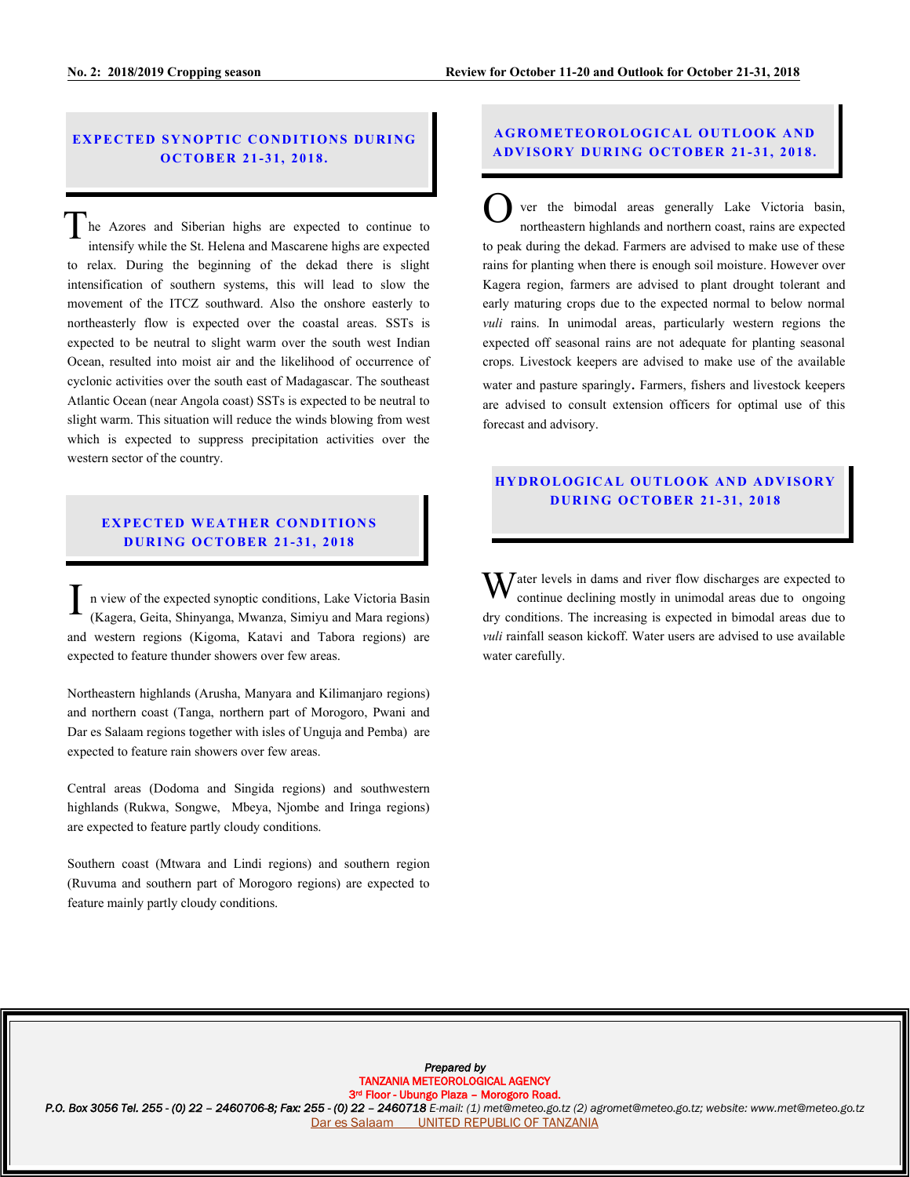## EXPECTED SYNOPTIC CONDITIONS DURING OCTOBER 21-31, 2018.

The Azores and Siberian highs are expected to continue to intensify while the St. Helena and Mascarene highs are expected to relax. During the beginning of the dekad there is slight intensification of southern systems, this will lead to slow the movement of the ITCZ southward. Also the onshore easterly to northeasterly flow is expected over the coastal areas. SSTs is expected to be neutral to slight warm over the south west Indian Ocean, resulted into moist air and the likelihood of occurrence of cyclonic activities over the south east of Madagascar. The southeast Atlantic Ocean (near Angola coast) SSTs is expected to be neutral to slight warm. This situation will reduce the winds blowing from west which is expected to suppress precipitation activities over the western sector of the country.

## EXPECTED WEATHER CONDITIONS DURING OCTOBER 21-31, 2018

In view of the expected synoptic conditions, Lake Victoria Basin (Kagera, Geita, Shinyanga, Mwanza, Simiyu and Mara regions) and western regions (Kigoma, Katavi and Tabora regions) are expected to feature thunder showers over few areas.

Northeastern highlands (Arusha, Manyara and Kilimanjaro regions) and northern coast (Tanga, northern part of Morogoro, Pwani and Dar es Salaam regions together with isles of Unguja and Pemba) are expected to feature rain showers over few areas.

Central areas (Dodoma and Singida regions) and southwestern highlands (Rukwa, Songwe, Mbeya, Njombe and Iringa regions) are expected to feature partly cloudy conditions.

Southern coast (Mtwara and Lindi regions) and southern region (Ruvuma and southern part of Morogoro regions) are expected to feature mainly partly cloudy conditions.

## AGROMETEOROLOGICAL OUTLOOK AND ADVISORY DURING OCTOBER 21-31, 2018.

Over the bimodal areas generally Lake Victoria basin, northeastern highlands and northern coast, rains are expected to peak during the dekad. Farmers are advised to make use of these rains for planting when there is enough soil moisture. However over Kagera region, farmers are advised to plant drought tolerant and early maturing crops due to the expected normal to below normal *vuli* rains. In unimodal areas, particularly western regions the expected off seasonal rains are not adequate for planting seasonal crops. Livestock keepers are advised to make use of the available water and pasture sparingly. Farmers, fishers and livestock keepers are advised to consult extension officers for optimal use of this forecast and advisory.

## HYDROLOGICAL OUTLOOK AND ADVISORY DURING OCTOBER 21-31, 2018

Water levels in dams and river flow discharges are expected to continue declining mostly in unimodal areas due to ongoing dry conditions. The increasing is expected in bimodal areas due to *vuli* rainfall season kickoff. Water users are advised to use available water carefully.

*Prepared by*
TANZANIA METEOROLOGICAL AGENCY
3rd Floor - Ubungo Plaza – Morogoro Road.
*P.O. Box 3056 Tel. 255 - (0) 22 – 2460706-8; Fax: 255 - (0) 22 – 2460718 E-mail: (1) met@meteo.go.tz (2) agromet@meteo.go.tz; website: www.met@meteo.go.tz*
Dar es Salaam UNITED REPUBLIC OF TANZANIA